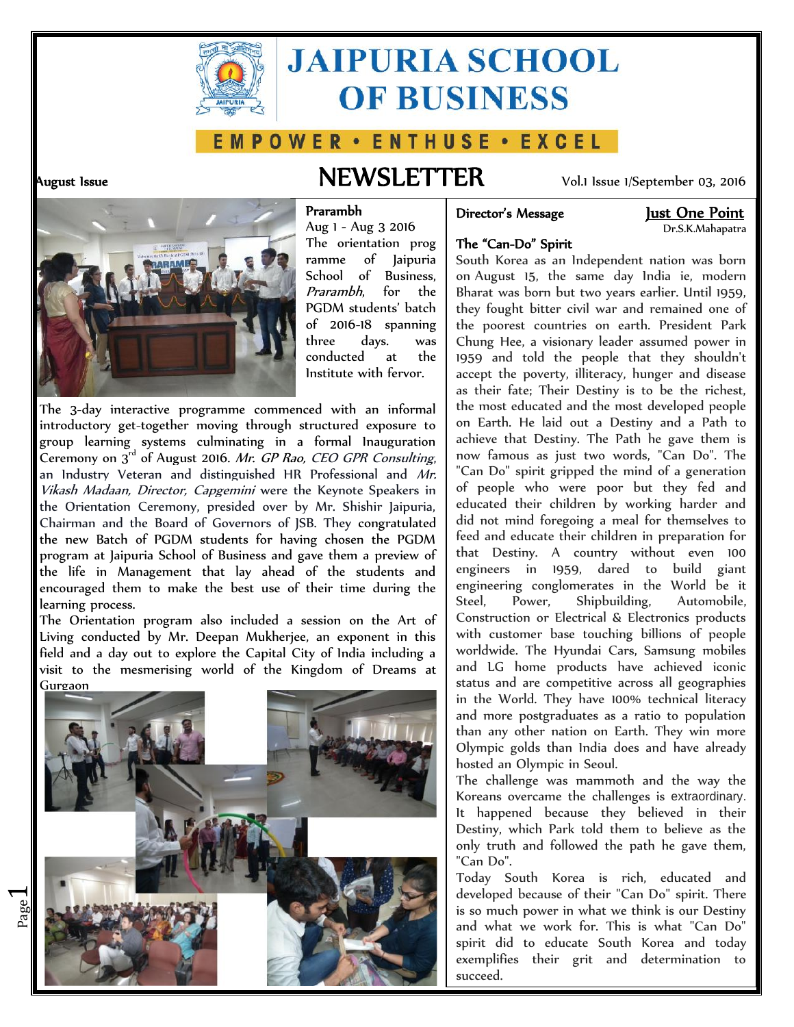# JAIPURIA SCHOOL OF BUSINESS

EMPOWER • ENTHUSE • EXCEL

August Issue

# NEWSLETTER

Vol.1 Issue 1/September 03, 2016

## Prarambh

Aug 1 - Aug 3 2016

The orientation programme of Jaipuria School of Business, *Prarambh*, for the PGDM students' batch of 2016-18 spanning three days. was conducted at the Institute with fervor.

The 3-day interactive programme commenced with an informal introductory get-together moving through structured exposure to group learning systems culminating in a formal Inauguration Ceremony on 3rd of August 2016. *Mr. GP Rao, CEO GPR Consulting*, an Industry Veteran and distinguished HR Professional and *Mr. Vikash Madaan, Director, Capgemini* were the Keynote Speakers in the Orientation Ceremony, presided over by Mr. Shishir Jaipuria, Chairman and the Board of Governors of JSB. They congratulated the new Batch of PGDM students for having chosen the PGDM program at Jaipuria School of Business and gave them a preview of the life in Management that lay ahead of the students and encouraged them to make the best use of their time during the learning process.

The Orientation program also included a session on the Art of Living conducted by Mr. Deepan Mukherjee, an exponent in this field and a day out to explore the Capital City of India including a visit to the mesmerising world of the Kingdom of Dreams at Gurgaon

## Director's Message

**Just One Point**

Dr.S.K.Mahapatra

### The "Can-Do" Spirit

South Korea as an Independent nation was born on August 15, the same day India ie, modern Bharat was born but two years earlier. Until 1959, they fought bitter civil war and remained one of the poorest countries on earth. President Park Chung Hee, a visionary leader assumed power in 1959 and told the people that they shouldn't accept the poverty, illiteracy, hunger and disease as their fate; Their Destiny is to be the richest, the most educated and the most developed people on Earth. He laid out a Destiny and a Path to achieve that Destiny. The Path he gave them is now famous as just two words, "Can Do". The "Can Do" spirit gripped the mind of a generation of people who were poor but they fed and educated their children by working harder and did not mind foregoing a meal for themselves to feed and educate their children in preparation for that Destiny. A country without even 100 engineers in 1959, dared to build giant engineering conglomerates in the World be it Steel, Power, Shipbuilding, Automobile, Construction or Electrical & Electronics products with customer base touching billions of people worldwide. The Hyundai Cars, Samsung mobiles and LG home products have achieved iconic status and are competitive across all geographies in the World. They have 100% technical literacy and more postgraduates as a ratio to population than any other nation on Earth. They win more Olympic golds than India does and have already hosted an Olympic in Seoul.

The challenge was mammoth and the way the Koreans overcame the challenges is extraordinary. It happened because they believed in their Destiny, which Park told them to believe as the only truth and followed the path he gave them, "Can Do".

Today South Korea is rich, educated and developed because of their "Can Do" spirit. There is so much power in what we think is our Destiny and what we work for. This is what "Can Do" spirit did to educate South Korea and today exemplifies their grit and determination to succeed.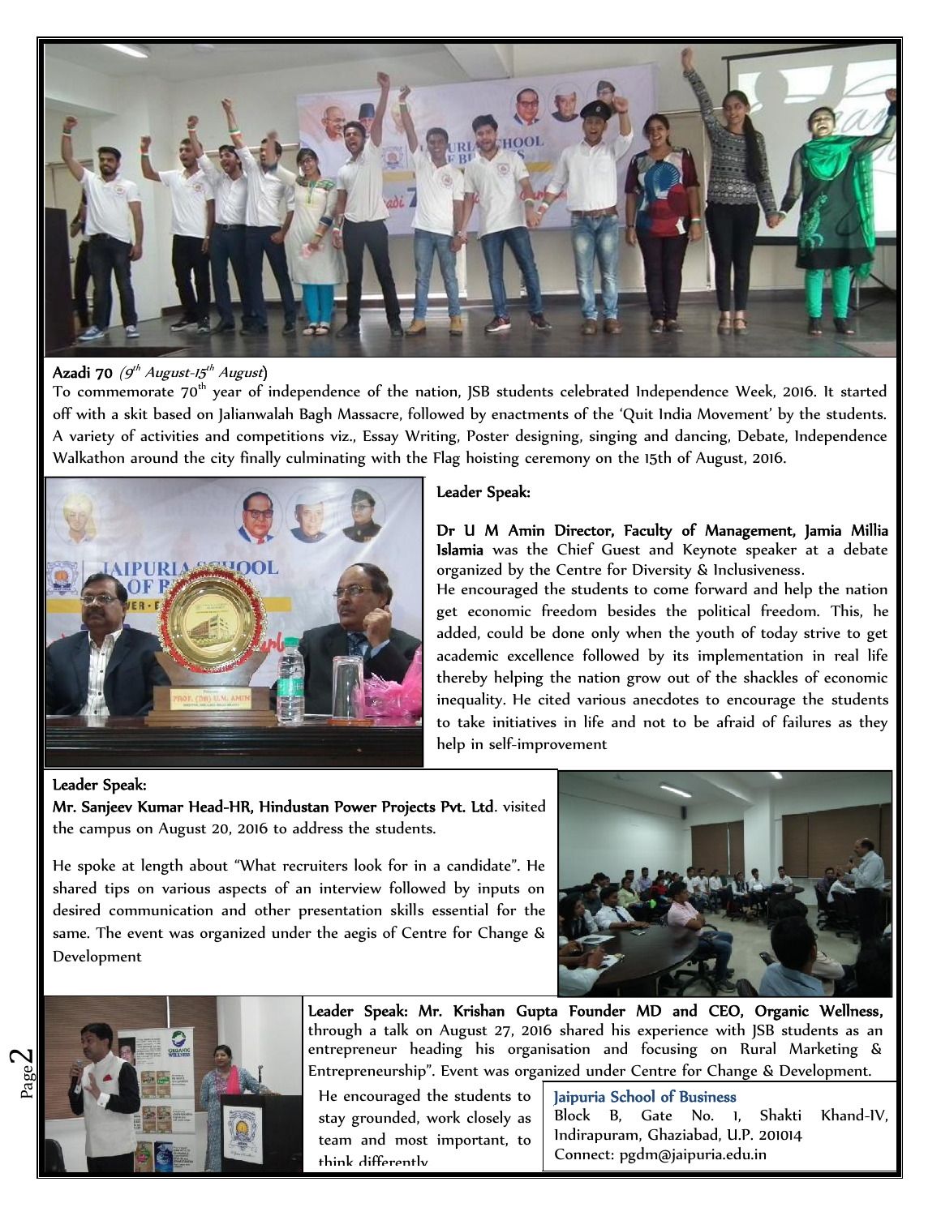**Azadi 70** (*9th August-15th August*)

To commemorate 70th year of independence of the nation, JSB students celebrated Independence Week, 2016. It started off with a skit based on Jalianwalah Bagh Massacre, followed by enactments of the 'Quit India Movement' by the students. A variety of activities and competitions viz., Essay Writing, Poster designing, singing and dancing, Debate, Independence Walkathon around the city finally culminating with the Flag hoisting ceremony on the 15th of August, 2016.

**Leader Speak:**

**Dr U M Amin Director, Faculty of Management, Jamia Millia Islamia** was the Chief Guest and Keynote speaker at a debate organized by the Centre for Diversity & Inclusiveness.

He encouraged the students to come forward and help the nation get economic freedom besides the political freedom. This, he added, could be done only when the youth of today strive to get academic excellence followed by its implementation in real life thereby helping the nation grow out of the shackles of economic inequality. He cited various anecdotes to encourage the students to take initiatives in life and not to be afraid of failures as they help in self-improvement

**Leader Speak:**

**Mr. Sanjeev Kumar Head-HR, Hindustan Power Projects Pvt. Ltd**. visited the campus on August 20, 2016 to address the students.

He spoke at length about "What recruiters look for in a candidate". He shared tips on various aspects of an interview followed by inputs on desired communication and other presentation skills essential for the same. The event was organized under the aegis of Centre for Change & Development

**Leader Speak: Mr. Krishan Gupta Founder MD and CEO, Organic Wellness,** through a talk on August 27, 2016 shared his experience with JSB students as an entrepreneur heading his organisation and focusing on Rural Marketing & Entrepreneurship". Event was organized under Centre for Change & Development.

He encouraged the students to stay grounded, work closely as team and most important, to think differently

**Jaipuria School of Business**
Block B, Gate No. 1, Shakti Khand-IV, Indirapuram, Ghaziabad, U.P. 201014
Connect: pgdm@jaipuria.edu.in